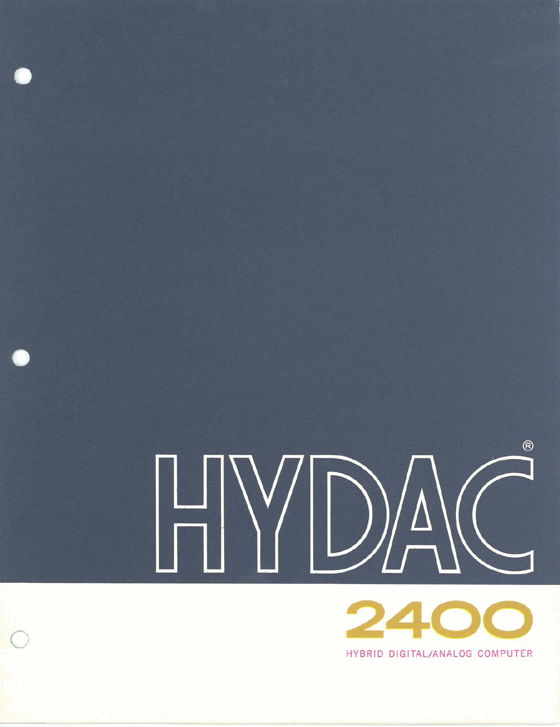# HYDAC®

## 2400

HYBRID DIGITAL/ANALOG COMPUTER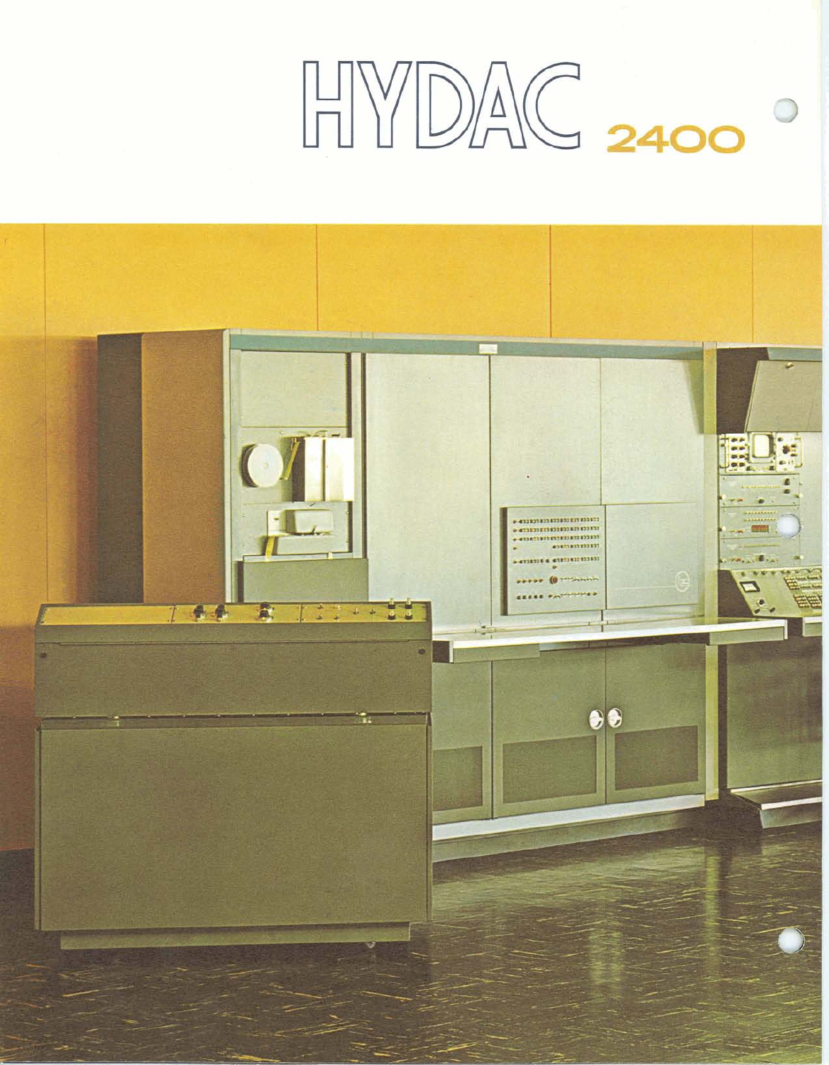# HYDAC 2400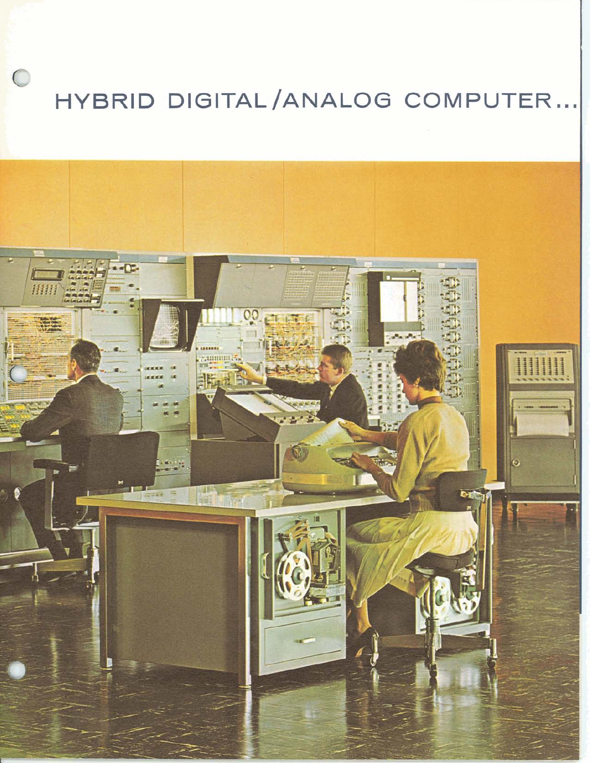# HYBRID DIGITAL/ANALOG COMPUTER...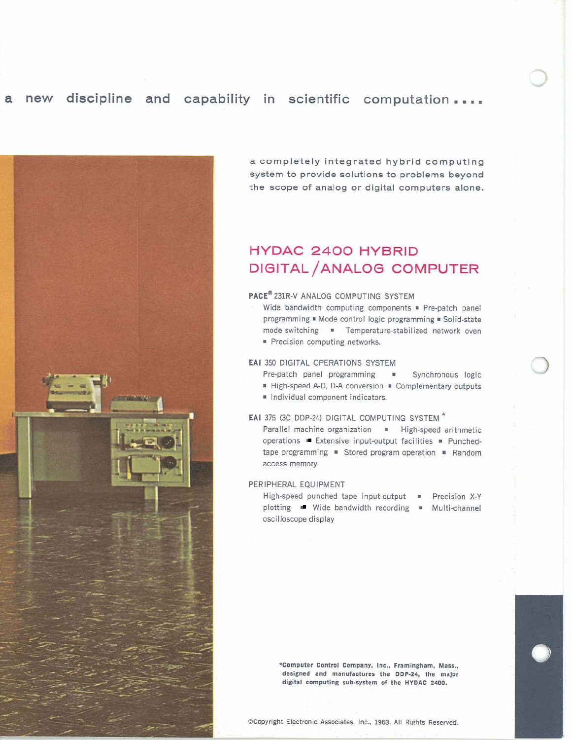# a new discipline and capability in scientific computation....

a completely integrated hybrid computing system to provide solutions to problems beyond the scope of analog or digital computers alone.

## HYDAC 2400 HYBRID DIGITAL/ANALOG COMPUTER

**PACE®** 231R-V ANALOG COMPUTING SYSTEM

Wide bandwidth computing components ▪ Pre-patch panel programming ▪ Mode control logic programming ▪ Solid-state mode switching ▪ Temperature-stabilized network oven ▪ Precision computing networks.

**EAI** 350 DIGITAL OPERATIONS SYSTEM

Pre-patch panel programming ▪ Synchronous logic ▪ High-speed A-D, D-A conversion ▪ Complementary outputs ▪ Individual component indicators.

**EAI** 375 (3C DDP-24) DIGITAL COMPUTING SYSTEM *

Parallel machine organization ▪ High-speed arithmetic operations ▪ Extensive input-output facilities ▪ Punched-tape programming ▪ Stored program operation ▪ Random access memory

PERIPHERAL EQUIPMENT

High-speed punched tape input-output ▪ Precision X-Y plotting ▪ Wide bandwidth recording ▪ Multi-channel oscilloscope display

**\*Computer Control Company, Inc., Framingham, Mass., designed and manufactures the DDP-24, the major digital computing sub-system of the HYDAC 2400.**

©Copyright Electronic Associates, Inc., 1963. All Rights Reserved.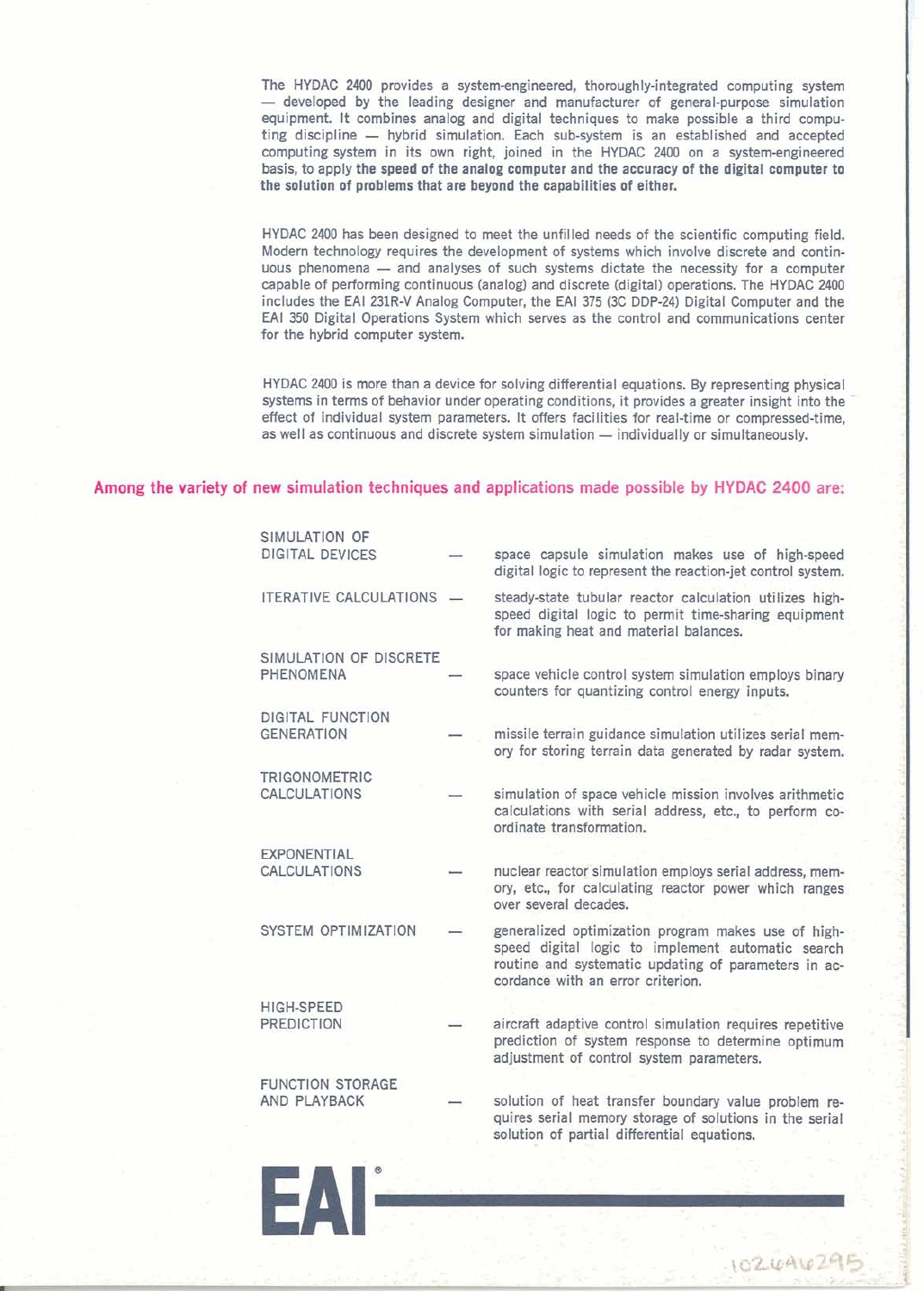The HYDAC 2400 provides a system-engineered, thoroughly-integrated computing system — developed by the leading designer and manufacturer of general-purpose simulation equipment. It combines analog and digital techniques to make possible a third computing discipline — hybrid simulation. Each sub-system is an established and accepted computing system in its own right, joined in the HYDAC 2400 on a system-engineered basis, to apply **the speed of the analog computer and the accuracy of the digital computer to the solution of problems that are beyond the capabilities of either.**

HYDAC 2400 has been designed to meet the unfilled needs of the scientific computing field. Modern technology requires the development of systems which involve discrete and continuous phenomena — and analyses of such systems dictate the necessity for a computer capable of performing continuous (analog) and discrete (digital) operations. The HYDAC 2400 includes the EAI 231R-V Analog Computer, the EAI 375 (3C DDP-24) Digital Computer and the EAI 350 Digital Operations System which serves as the control and communications center for the hybrid computer system.

HYDAC 2400 is more than a device for solving differential equations. By representing physical systems in terms of behavior under operating conditions, it provides a greater insight into the effect of individual system parameters. It offers facilities for real-time or compressed-time, as well as continuous and discrete system simulation — individually or simultaneously.

## Among the variety of new simulation techniques and applications made possible by HYDAC 2400 are:

| | |
|---|---|
| SIMULATION OF DIGITAL DEVICES | — space capsule simulation makes use of high-speed digital logic to represent the reaction-jet control system. |
| ITERATIVE CALCULATIONS | — steady-state tubular reactor calculation utilizes high-speed digital logic to permit time-sharing equipment for making heat and material balances. |
| SIMULATION OF DISCRETE PHENOMENA | — space vehicle control system simulation employs binary counters for quantizing control energy inputs. |
| DIGITAL FUNCTION GENERATION | — missile terrain guidance simulation utilizes serial memory for storing terrain data generated by radar system. |
| TRIGONOMETRIC CALCULATIONS | — simulation of space vehicle mission involves arithmetic calculations with serial address, etc., to perform co-ordinate transformation. |
| EXPONENTIAL CALCULATIONS | — nuclear reactor simulation employs serial address, memory, etc., for calculating reactor power which ranges over several decades. |
| SYSTEM OPTIMIZATION | — generalized optimization program makes use of high-speed digital logic to implement automatic search routine and systematic updating of parameters in accordance with an error criterion. |
| HIGH-SPEED PREDICTION | — aircraft adaptive control simulation requires repetitive prediction of system response to determine optimum adjustment of control system parameters. |
| FUNCTION STORAGE AND PLAYBACK | — solution of heat transfer boundary value problem requires serial memory storage of solutions in the serial solution of partial differential equations. |

EAI®

102646295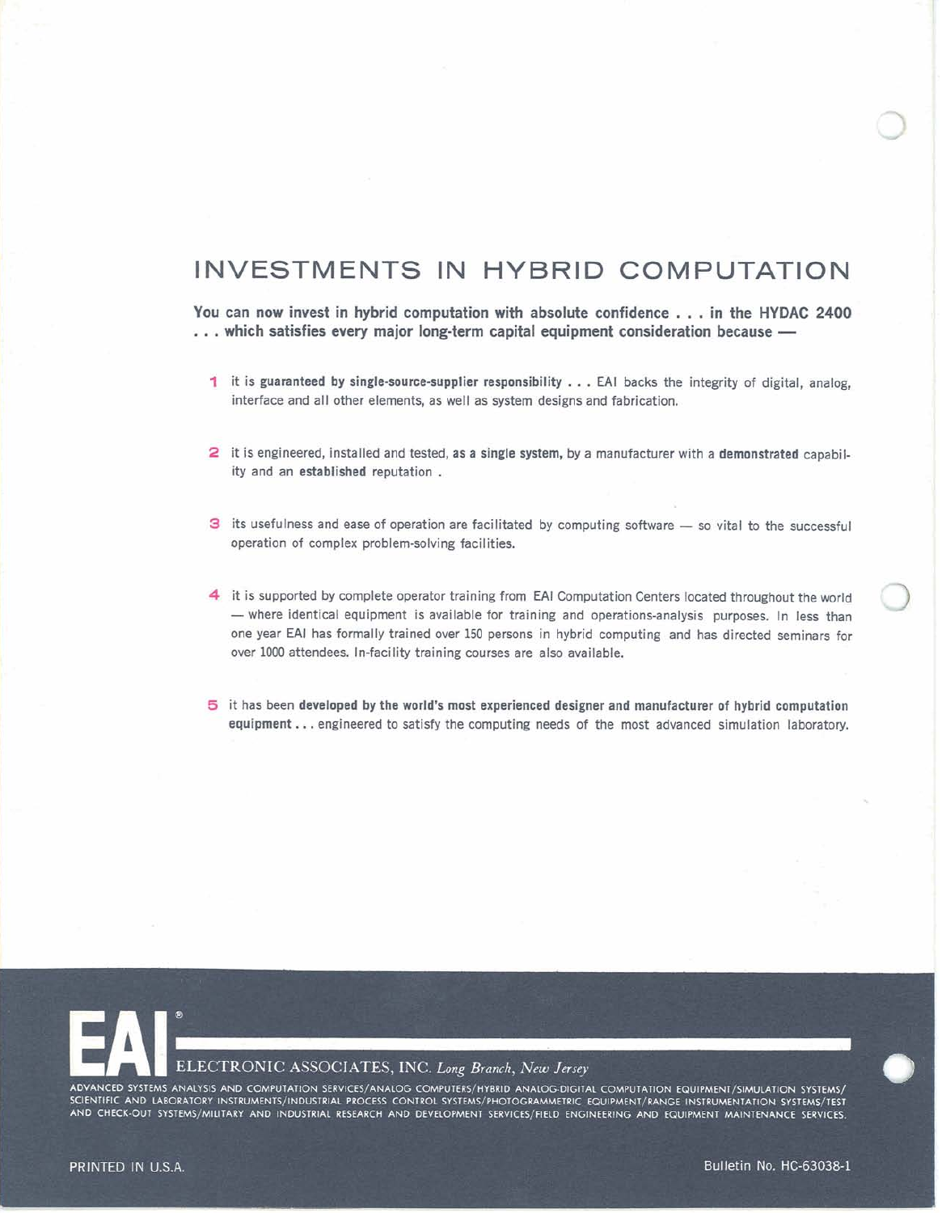# INVESTMENTS IN HYBRID COMPUTATION

**You can now invest in hybrid computation with absolute confidence . . . in the HYDAC 2400 . . . which satisfies every major long-term capital equipment consideration because —**

1 it is **guaranteed by single-source-supplier responsibility . . .** EAI backs the integrity of digital, analog, interface and all other elements, as well as system designs and fabrication.

2 it is engineered, installed and tested, **as a single system,** by a manufacturer with a **demonstrated** capability and an **established** reputation .

3 its usefulness and ease of operation are facilitated by computing software — so vital to the successful operation of complex problem-solving facilities.

4 it is supported by complete operator training from EAI Computation Centers located throughout the world — where identical equipment is available for training and operations-analysis purposes. In less than one year EAI has formally trained over 150 persons in hybrid computing and has directed seminars for over 1000 attendees. In-facility training courses are also available.

5 it has been **developed by the world's most experienced designer and manufacturer of hybrid computation equipment . . .** engineered to satisfy the computing needs of the most advanced simulation laboratory.

EAI®

ELECTRONIC ASSOCIATES, INC. *Long Branch, New Jersey*

ADVANCED SYSTEMS ANALYSIS AND COMPUTATION SERVICES/ANALOG COMPUTERS/HYBRID ANALOG-DIGITAL COMPUTATION EQUIPMENT/SIMULATION SYSTEMS/SCIENTIFIC AND LABORATORY INSTRUMENTS/INDUSTRIAL PROCESS CONTROL SYSTEMS/PHOTOGRAMMETRIC EQUIPMENT/RANGE INSTRUMENTATION SYSTEMS/TEST AND CHECK-OUT SYSTEMS/MILITARY AND INDUSTRIAL RESEARCH AND DEVELOPMENT SERVICES/FIELD ENGINEERING AND EQUIPMENT MAINTENANCE SERVICES.

PRINTED IN U.S.A.

Bulletin No. HC-63038-1